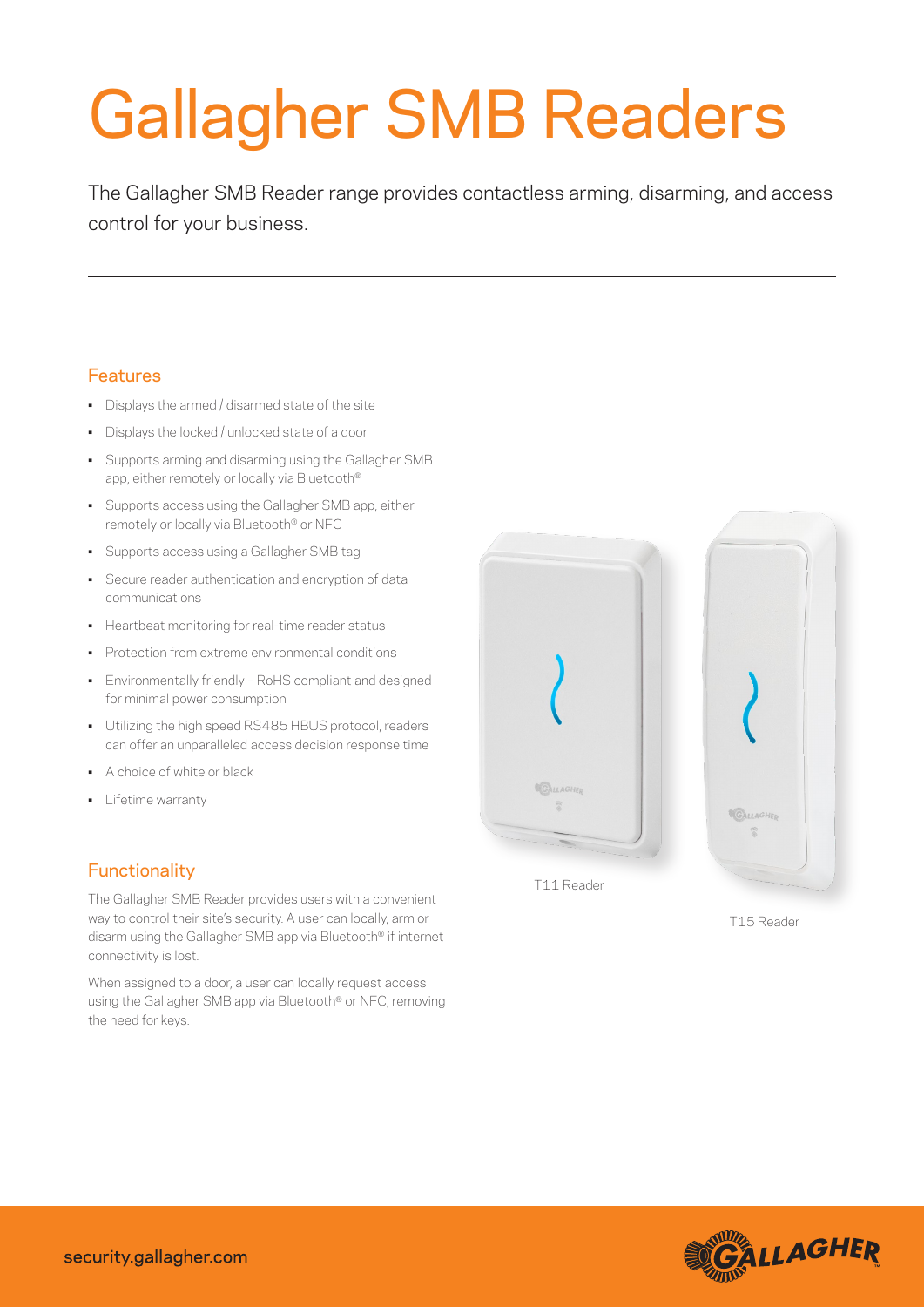# Gallagher SMB Readers

The Gallagher SMB Reader range provides contactless arming, disarming, and access control for your business.

## Features

- Displays the armed / disarmed state of the site
- Displays the locked / unlocked state of a door
- Supports arming and disarming using the Gallagher SMB app, either remotely or locally via Bluetooth®
- Supports access using the Gallagher SMB app, either remotely or locally via Bluetooth® or NFC
- Supports access using a Gallagher SMB tag
- Secure reader authentication and encryption of data communications
- Heartbeat monitoring for real-time reader status
- Protection from extreme environmental conditions
- Environmentally friendly – RoHS compliant and designed for minimal power consumption
- Utilizing the high speed RS485 HBUS protocol, readers can offer an unparalleled access decision response time
- A choice of white or black
- Lifetime warranty

## Functionality

The Gallagher SMB Reader provides users with a convenient way to control their site's security. A user can locally, arm or disarm using the Gallagher SMB app via Bluetooth® if internet connectivity is lost.

When assigned to a door, a user can locally request access using the Gallagher SMB app via Bluetooth® or NFC, removing the need for keys.

T11 Reader

T15 Reader

security.gallagher.com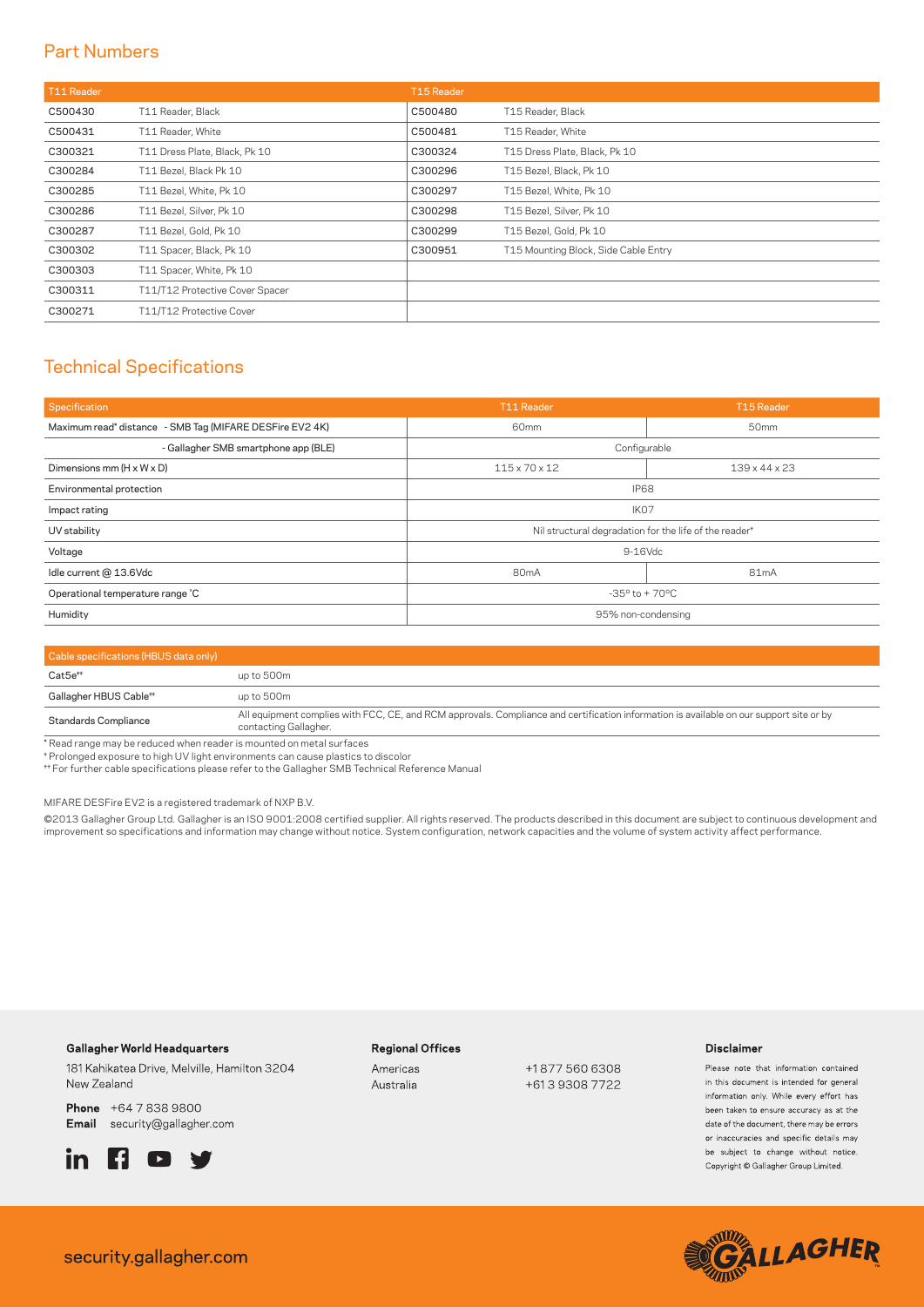## Part Numbers

| T11 Reader | | T15 Reader | |
|---|---|---|---|
| C500430 | T11 Reader, Black | C500480 | T15 Reader, Black |
| C500431 | T11 Reader, White | C500481 | T15 Reader, White |
| C300321 | T11 Dress Plate, Black, Pk 10 | C300324 | T15 Dress Plate, Black, Pk 10 |
| C300284 | T11 Bezel, Black Pk 10 | C300296 | T15 Bezel, Black, Pk 10 |
| C300285 | T11 Bezel, White, Pk 10 | C300297 | T15 Bezel, White, Pk 10 |
| C300286 | T11 Bezel, Silver, Pk 10 | C300298 | T15 Bezel, Silver, Pk 10 |
| C300287 | T11 Bezel, Gold, Pk 10 | C300299 | T15 Bezel, Gold, Pk 10 |
| C300302 | T11 Spacer, Black, Pk 10 | C300951 | T15 Mounting Block, Side Cable Entry |
| C300303 | T11 Spacer, White, Pk 10 | | |
| C300311 | T11/T12 Protective Cover Spacer | | |
| C300271 | T11/T12 Protective Cover | | |

## Technical Specifications

| Specification | T11 Reader | T15 Reader |
|---|---|---|
| Maximum read* distance - SMB Tag (MIFARE DESFire EV2 4K) | 60mm | 50mm |
| - Gallagher SMB smartphone app (BLE) | Configurable | |
| Dimensions mm (H x W x D) | 115 x 70 x 12 | 139 x 44 x 23 |
| Environmental protection | IP68 | |
| Impact rating | IK07 | |
| UV stability | Nil structural degradation for the life of the reader⁺ | |
| Voltage | 9-16Vdc | |
| Idle current @ 13.6Vdc | 80mA | 81mA |
| Operational temperature range °C | -35° to + 70°C | |
| Humidity | 95% non-condensing | |

| Cable specifications (HBUS data only) | |
|---|---|
| Cat5e⁺⁺ | up to 500m |
| Gallagher HBUS Cable⁺⁺ | up to 500m |
| Standards Compliance | All equipment complies with FCC, CE, and RCM approvals. Compliance and certification information is available on our support site or by contacting Gallagher. |

* Read range may be reduced when reader is mounted on metal surfaces

⁺ Prolonged exposure to high UV light environments can cause plastics to discolor

⁺⁺ For further cable specifications please refer to the Gallagher SMB Technical Reference Manual

MIFARE DESFire EV2 is a registered trademark of NXP B.V.

©2013 Gallagher Group Ltd. Gallagher is an ISO 9001:2008 certified supplier. All rights reserved. The products described in this document are subject to continuous development and improvement so specifications and information may change without notice. System configuration, network capacities and the volume of system activity affect performance.

**Gallagher World Headquarters**

181 Kahikatea Drive, Melville, Hamilton 3204
New Zealand

**Phone** +64 7 838 9800
**Email** security@gallagher.com

**Regional Offices**

| | |
|---|---|
| Americas | +1 877 560 6308 |
| Australia | +61 3 9308 7722 |

**Disclaimer**

Please note that information contained in this document is intended for general information only. While every effort has been taken to ensure accuracy as at the date of the document, there may be errors or inaccuracies and specific details may be subject to change without notice. Copyright © Gallagher Group Limited.

security.gallagher.com